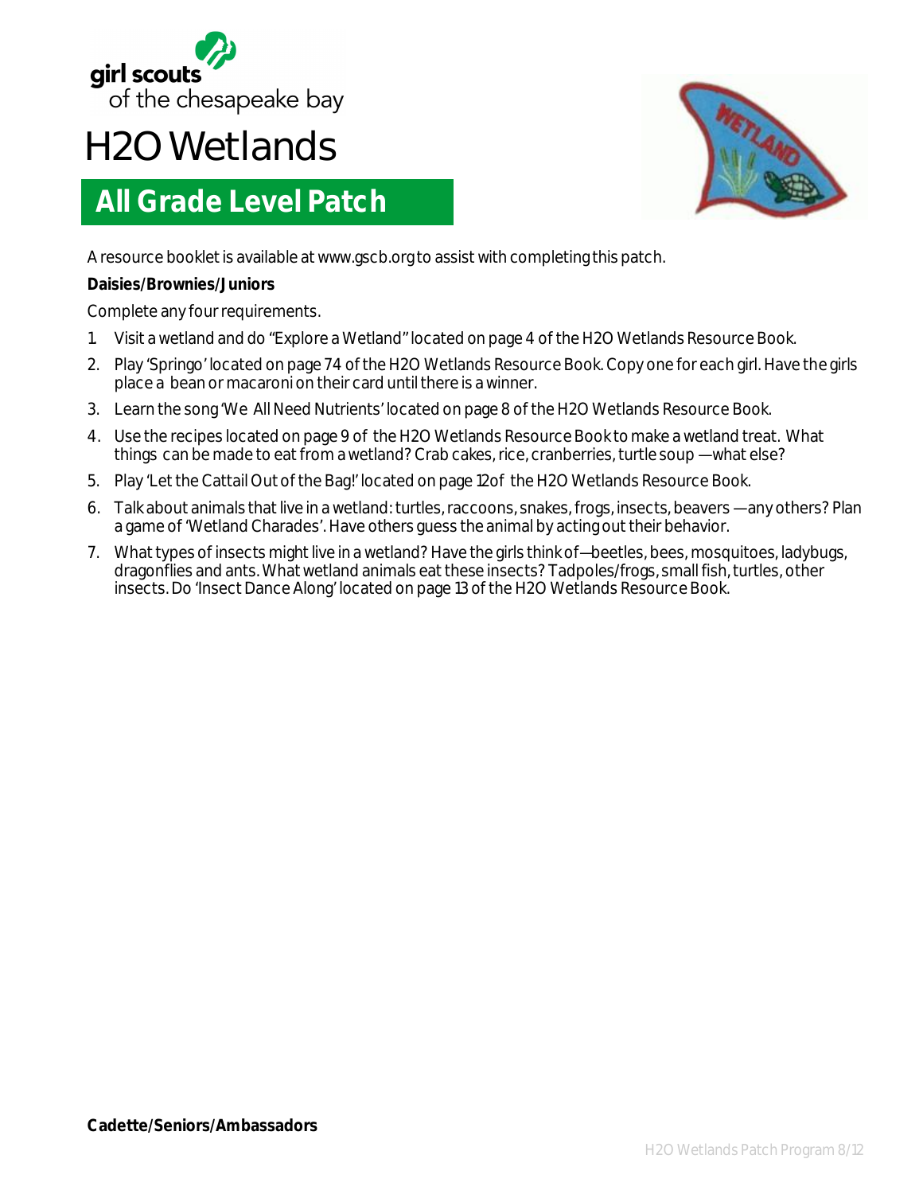girl scouts of the chesapeake bay

# H2O Wetlands

## All Grade Level Patch

A resource booklet is available at www.gscb.org to assist with completing this patch.

**Daisies/Brownies/Juniors**

Complete any four requirements.

1. Visit a wetland and do "Explore a Wetland" located on page 4 of the H2O Wetlands Resource Book.
2. Play 'Springo' located on page 74 of the H2O Wetlands Resource Book. Copy one for each girl. Have the girls place a bean or macaroni on their card until there is a winner.
3. Learn the song 'We All Need Nutrients' located on page 8 of the H2O Wetlands Resource Book.
4. Use the recipes located on page 9 of the H2O Wetlands Resource Book to make a wetland treat. What things can be made to eat from a wetland? Crab cakes, rice, cranberries, turtle soup —what else?
5. Play 'Let the Cattail Out of the Bag!' located on page 12of the H2O Wetlands Resource Book.
6. Talk about animals that live in a wetland: turtles, raccoons, snakes, frogs, insects, beavers —any others? Plan a game of 'Wetland Charades'. Have others guess the animal by acting out their behavior.
7. What types of insects might live in a wetland? Have the girls think of—beetles, bees, mosquitoes, ladybugs, dragonflies and ants. What wetland animals eat these insects? Tadpoles/frogs, small fish, turtles, other insects. Do 'Insect Dance Along' located on page 13 of the H2O Wetlands Resource Book.

**Cadette/Seniors/Ambassadors**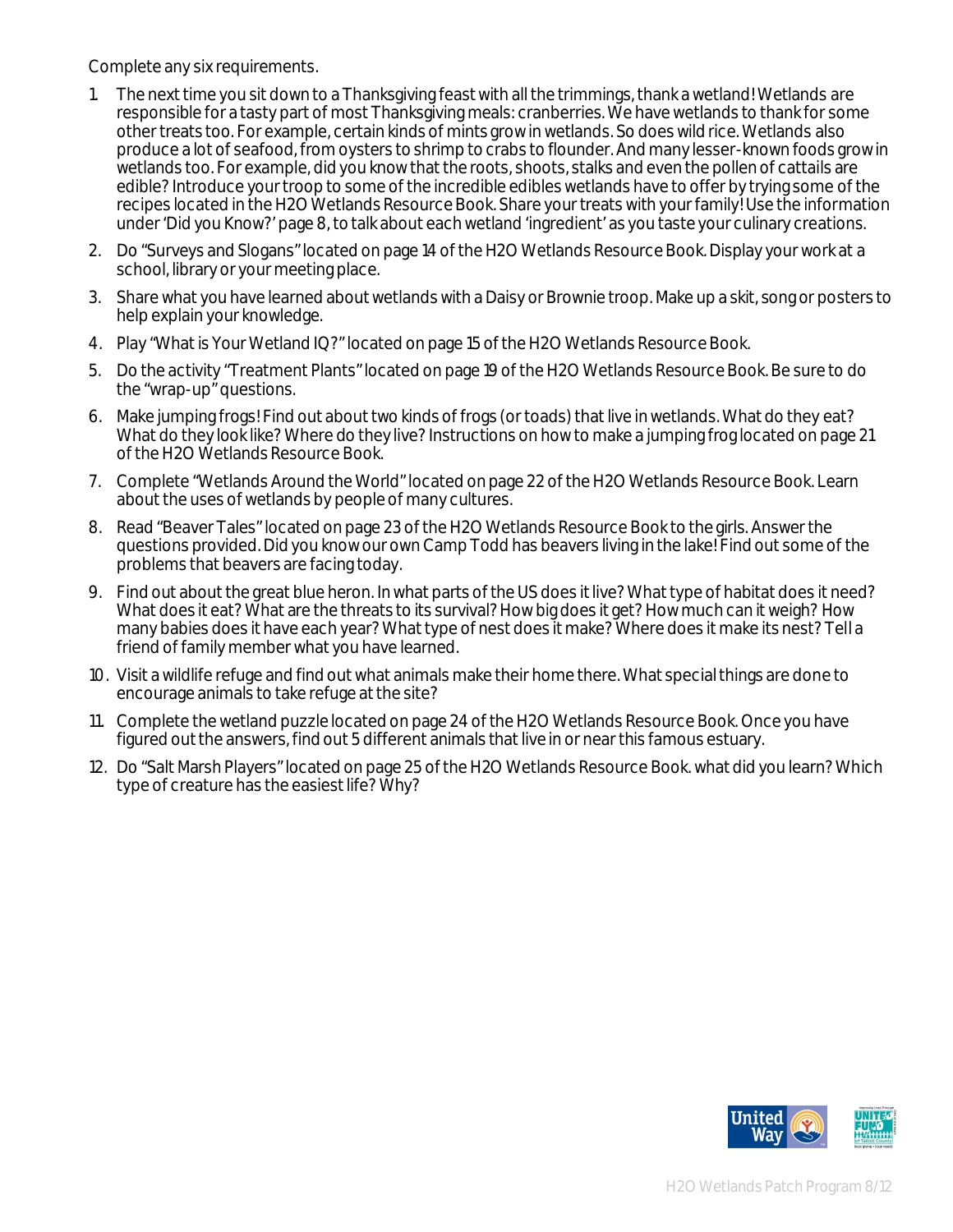Complete any six requirements.

1. The next time you sit down to a Thanksgiving feast with all the trimmings, thank a wetland! Wetlands are responsible for a tasty part of most Thanksgiving meals: cranberries. We have wetlands to thank for some other treats too. For example, certain kinds of mints grow in wetlands. So does wild rice. Wetlands also produce a lot of seafood, from oysters to shrimp to crabs to flounder. And many lesser-known foods grow in wetlands too. For example, did you know that the roots, shoots, stalks and even the pollen of cattails are edible? Introduce your troop to some of the incredible edibles wetlands have to offer by trying some of the recipes located in the H2O Wetlands Resource Book. Share your treats with your family! Use the information under 'Did you Know?' page 8, to talk about each wetland 'ingredient' as you taste your culinary creations.
2. Do "Surveys and Slogans" located on page 14 of the H2O Wetlands Resource Book. Display your work at a school, library or your meeting place.
3. Share what you have learned about wetlands with a Daisy or Brownie troop. Make up a skit, song or posters to help explain your knowledge.
4. Play "What is Your Wetland IQ?" located on page 15 of the H2O Wetlands Resource Book.
5. Do the activity "Treatment Plants" located on page 19 of the H2O Wetlands Resource Book. Be sure to do the "wrap-up" questions.
6. Make jumping frogs! Find out about two kinds of frogs (or toads) that live in wetlands. What do they eat? What do they look like? Where do they live? Instructions on how to make a jumping frog located on page 21 of the H2O Wetlands Resource Book.
7. Complete "Wetlands Around the World" located on page 22 of the H2O Wetlands Resource Book. Learn about the uses of wetlands by people of many cultures.
8. Read "Beaver Tales" located on page 23 of the H2O Wetlands Resource Book to the girls. Answer the questions provided. Did you know our own Camp Todd has beavers living in the lake! Find out some of the problems that beavers are facing today.
9. Find out about the great blue heron. In what parts of the US does it live? What type of habitat does it need? What does it eat? What are the threats to its survival? How big does it get? How much can it weigh? How many babies does it have each year? What type of nest does it make? Where does it make its nest? Tell a friend of family member what you have learned.
10. Visit a wildlife refuge and find out what animals make their home there. What special things are done to encourage animals to take refuge at the site?
11. Complete the wetland puzzle located on page 24 of the H2O Wetlands Resource Book. Once you have figured out the answers, find out 5 different animals that live in or near this famous estuary.
12. Do "Salt Marsh Players" located on page 25 of the H2O Wetlands Resource Book. what did you learn? Which type of creature has the easiest life? Why?